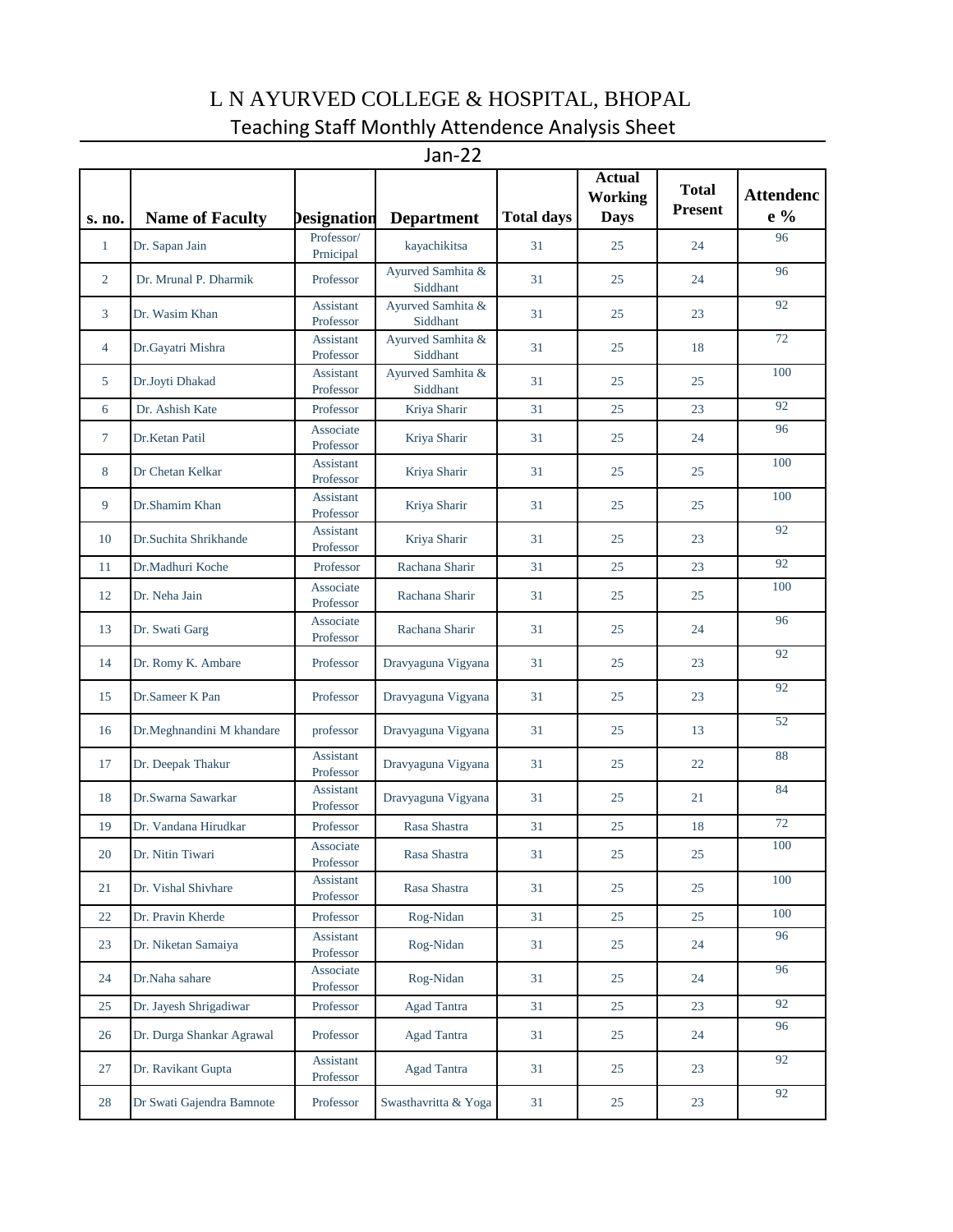# L N AYURVED COLLEGE & HOSPITAL, BHOPAL

## Teaching Staff Monthly Attendence Analysis Sheet

### Jan-22

| s. no. | Name of Faculty | Designation | Department | Total days | Actual Working Days | Total Present | Attendence % |
|---|---|---|---|---|---|---|---|
| 1 | Dr. Sapan Jain | Professor/ Prnicipal | kayachikitsa | 31 | 25 | 24 | 96 |
| 2 | Dr. Mrunal P. Dharmik | Professor | Ayurved Samhita & Siddhant | 31 | 25 | 24 | 96 |
| 3 | Dr. Wasim Khan | Assistant Professor | Ayurved Samhita & Siddhant | 31 | 25 | 23 | 92 |
| 4 | Dr.Gayatri Mishra | Assistant Professor | Ayurved Samhita & Siddhant | 31 | 25 | 18 | 72 |
| 5 | Dr.Joyti Dhakad | Assistant Professor | Ayurved Samhita & Siddhant | 31 | 25 | 25 | 100 |
| 6 | Dr. Ashish Kate | Professor | Kriya Sharir | 31 | 25 | 23 | 92 |
| 7 | Dr.Ketan Patil | Associate Professor | Kriya Sharir | 31 | 25 | 24 | 96 |
| 8 | Dr Chetan Kelkar | Assistant Professor | Kriya Sharir | 31 | 25 | 25 | 100 |
| 9 | Dr.Shamim Khan | Assistant Professor | Kriya Sharir | 31 | 25 | 25 | 100 |
| 10 | Dr.Suchita Shrikhande | Assistant Professor | Kriya Sharir | 31 | 25 | 23 | 92 |
| 11 | Dr.Madhuri Koche | Professor | Rachana Sharir | 31 | 25 | 23 | 92 |
| 12 | Dr. Neha Jain | Associate Professor | Rachana Sharir | 31 | 25 | 25 | 100 |
| 13 | Dr. Swati Garg | Associate Professor | Rachana Sharir | 31 | 25 | 24 | 96 |
| 14 | Dr. Romy K. Ambare | Professor | Dravyaguna Vigyana | 31 | 25 | 23 | 92 |
| 15 | Dr.Sameer K Pan | Professor | Dravyaguna Vigyana | 31 | 25 | 23 | 92 |
| 16 | Dr.Meghnandini M khandare | professor | Dravyaguna Vigyana | 31 | 25 | 13 | 52 |
| 17 | Dr. Deepak Thakur | Assistant Professor | Dravyaguna Vigyana | 31 | 25 | 22 | 88 |
| 18 | Dr.Swarna Sawarkar | Assistant Professor | Dravyaguna Vigyana | 31 | 25 | 21 | 84 |
| 19 | Dr. Vandana Hirudkar | Professor | Rasa Shastra | 31 | 25 | 18 | 72 |
| 20 | Dr. Nitin Tiwari | Associate Professor | Rasa Shastra | 31 | 25 | 25 | 100 |
| 21 | Dr. Vishal Shivhare | Assistant Professor | Rasa Shastra | 31 | 25 | 25 | 100 |
| 22 | Dr. Pravin Kherde | Professor | Rog-Nidan | 31 | 25 | 25 | 100 |
| 23 | Dr. Niketan Samaiya | Assistant Professor | Rog-Nidan | 31 | 25 | 24 | 96 |
| 24 | Dr.Naha sahare | Associate Professor | Rog-Nidan | 31 | 25 | 24 | 96 |
| 25 | Dr. Jayesh Shrigadiwar | Professor | Agad Tantra | 31 | 25 | 23 | 92 |
| 26 | Dr. Durga Shankar Agrawal | Professor | Agad Tantra | 31 | 25 | 24 | 96 |
| 27 | Dr. Ravikant Gupta | Assistant Professor | Agad Tantra | 31 | 25 | 23 | 92 |
| 28 | Dr Swati Gajendra Bamnote | Professor | Swasthavritta & Yoga | 31 | 25 | 23 | 92 |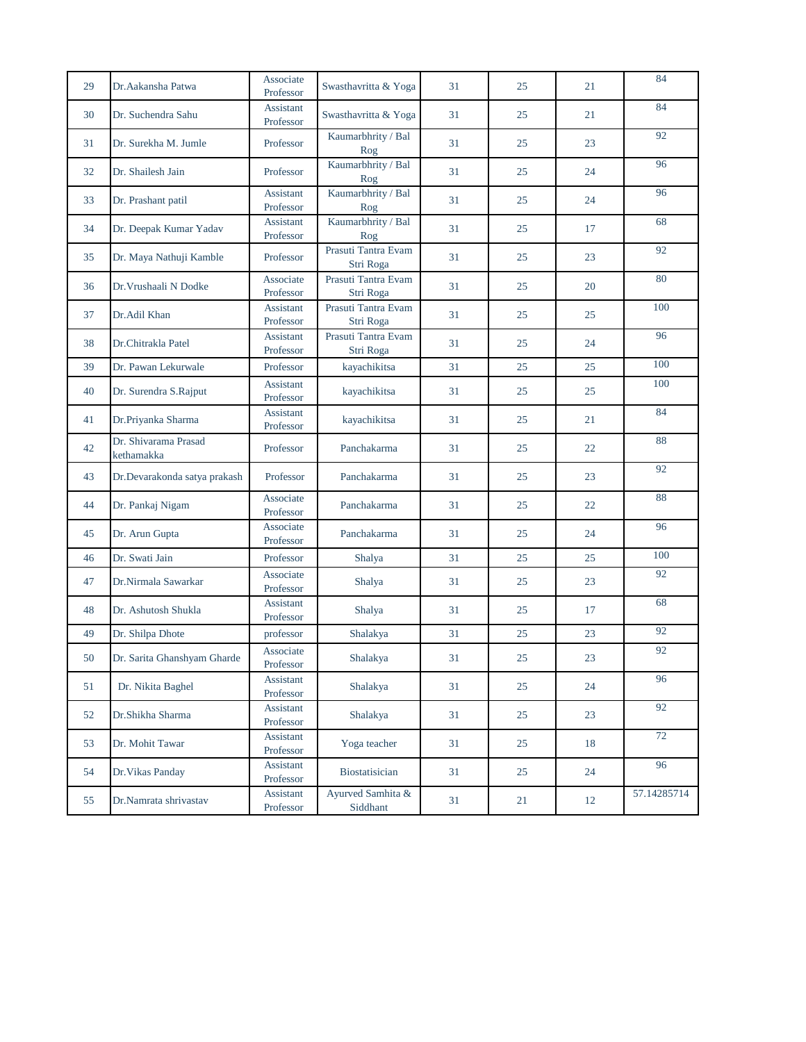| | | | | | | | |
|---|---|---|---|---|---|---|---|
| 29 | Dr.Aakansha Patwa | Associate Professor | Swasthavritta & Yoga | 31 | 25 | 21 | 84 |
| 30 | Dr. Suchendra Sahu | Assistant Professor | Swasthavritta & Yoga | 31 | 25 | 21 | 84 |
| 31 | Dr. Surekha M. Jumle | Professor | Kaumarbhrity / Bal Rog | 31 | 25 | 23 | 92 |
| 32 | Dr. Shailesh Jain | Professor | Kaumarbhrity / Bal Rog | 31 | 25 | 24 | 96 |
| 33 | Dr. Prashant patil | Assistant Professor | Kaumarbhrity / Bal Rog | 31 | 25 | 24 | 96 |
| 34 | Dr. Deepak Kumar Yadav | Assistant Professor | Kaumarbhrity / Bal Rog | 31 | 25 | 17 | 68 |
| 35 | Dr. Maya Nathuji Kamble | Professor | Prasuti Tantra Evam Stri Roga | 31 | 25 | 23 | 92 |
| 36 | Dr.Vrushaali N Dodke | Associate Professor | Prasuti Tantra Evam Stri Roga | 31 | 25 | 20 | 80 |
| 37 | Dr.Adil Khan | Assistant Professor | Prasuti Tantra Evam Stri Roga | 31 | 25 | 25 | 100 |
| 38 | Dr.Chitrakla Patel | Assistant Professor | Prasuti Tantra Evam Stri Roga | 31 | 25 | 24 | 96 |
| 39 | Dr. Pawan Lekurwale | Professor | kayachikitsa | 31 | 25 | 25 | 100 |
| 40 | Dr. Surendra S.Rajput | Assistant Professor | kayachikitsa | 31 | 25 | 25 | 100 |
| 41 | Dr.Priyanka Sharma | Assistant Professor | kayachikitsa | 31 | 25 | 21 | 84 |
| 42 | Dr. Shivarama Prasad kethamakka | Professor | Panchakarma | 31 | 25 | 22 | 88 |
| 43 | Dr.Devarakonda satya prakash | Professor | Panchakarma | 31 | 25 | 23 | 92 |
| 44 | Dr. Pankaj Nigam | Associate Professor | Panchakarma | 31 | 25 | 22 | 88 |
| 45 | Dr. Arun Gupta | Associate Professor | Panchakarma | 31 | 25 | 24 | 96 |
| 46 | Dr. Swati Jain | Professor | Shalya | 31 | 25 | 25 | 100 |
| 47 | Dr.Nirmala Sawarkar | Associate Professor | Shalya | 31 | 25 | 23 | 92 |
| 48 | Dr. Ashutosh Shukla | Assistant Professor | Shalya | 31 | 25 | 17 | 68 |
| 49 | Dr. Shilpa Dhote | professor | Shalakya | 31 | 25 | 23 | 92 |
| 50 | Dr. Sarita Ghanshyam Gharde | Associate Professor | Shalakya | 31 | 25 | 23 | 92 |
| 51 | Dr. Nikita Baghel | Assistant Professor | Shalakya | 31 | 25 | 24 | 96 |
| 52 | Dr.Shikha Sharma | Assistant Professor | Shalakya | 31 | 25 | 23 | 92 |
| 53 | Dr. Mohit Tawar | Assistant Professor | Yoga teacher | 31 | 25 | 18 | 72 |
| 54 | Dr.Vikas Panday | Assistant Professor | Biostatisician | 31 | 25 | 24 | 96 |
| 55 | Dr.Namrata shrivastav | Assistant Professor | Ayurved Samhita & Siddhant | 31 | 21 | 12 | 57.14285714 |